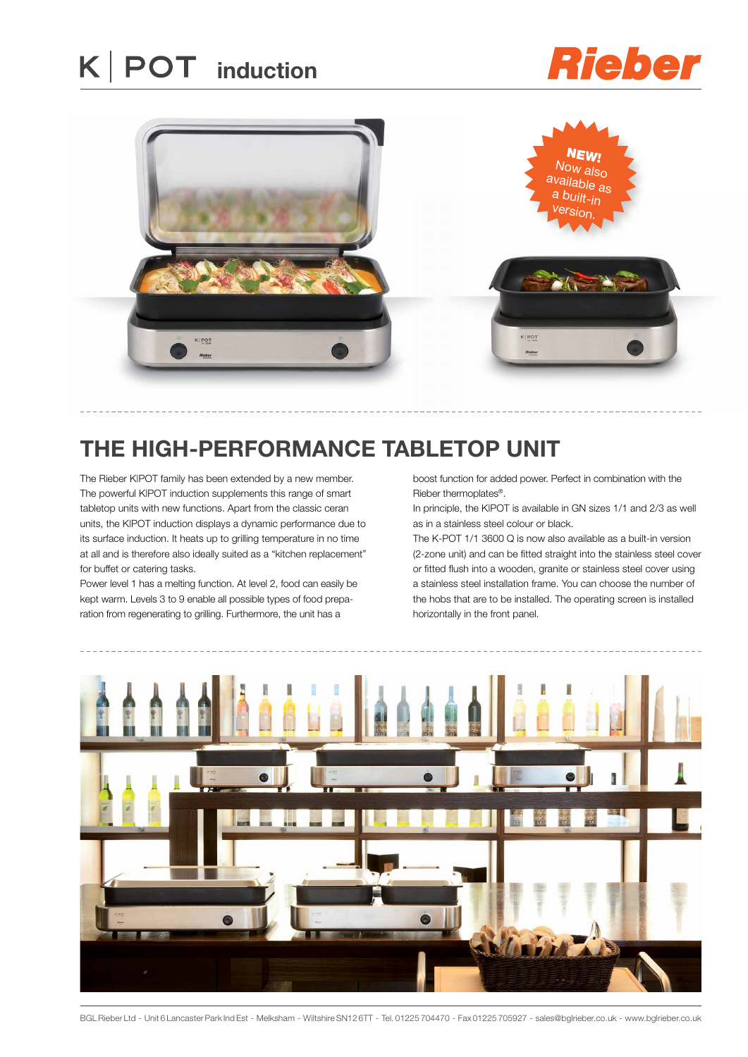# K | POT induction

**Rieber**

NEW! Now also available as a built-in version.

## THE HIGH-PERFORMANCE TABLETOP UNIT

The Rieber K|POT family has been extended by a new member. The powerful K|POT induction supplements this range of smart tabletop units with new functions. Apart from the classic ceran units, the K|POT induction displays a dynamic performance due to its surface induction. It heats up to grilling temperature in no time at all and is therefore also ideally suited as a "kitchen replacement" for buffet or catering tasks.

Power level 1 has a melting function. At level 2, food can easily be kept warm. Levels 3 to 9 enable all possible types of food preparation from regenerating to grilling. Furthermore, the unit has a boost function for added power. Perfect in combination with the Rieber thermoplates®.

In principle, the K|POT is available in GN sizes 1/1 and 2/3 as well as in a stainless steel colour or black.

The K-POT 1/1 3600 Q is now also available as a built-in version (2-zone unit) and can be fitted straight into the stainless steel cover or fitted flush into a wooden, granite or stainless steel cover using a stainless steel installation frame. You can choose the number of the hobs that are to be installed. The operating screen is installed horizontally in the front panel.

BGL Rieber Ltd - Unit 6 Lancaster Park Ind Est - Melksham - Wiltshire SN12 6TT - Tel. 01225 704470 - Fax 01225 705927 - sales@bglrieber.co.uk - www.bglrieber.co.uk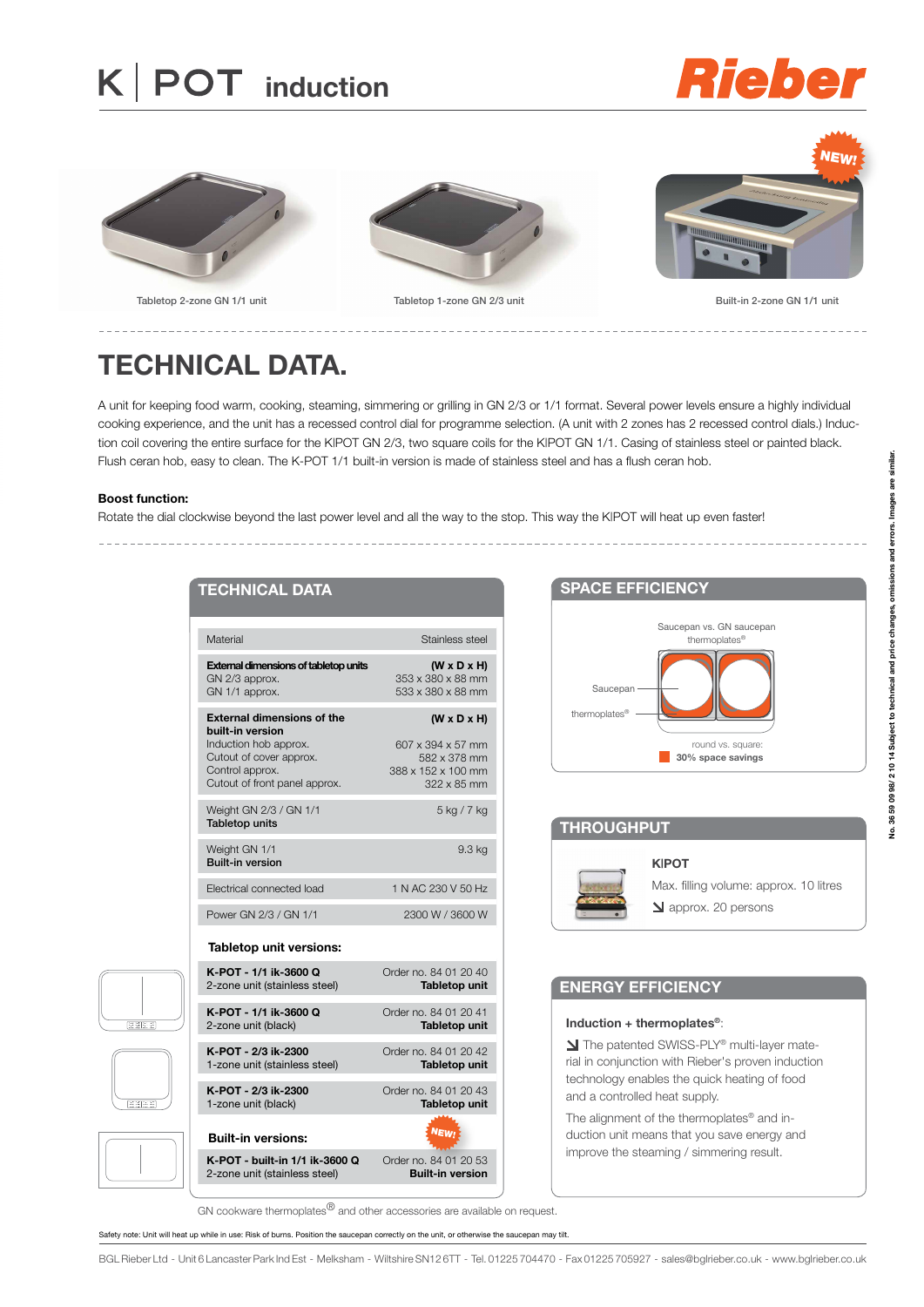# K | POT induction

Rieber

Tabletop 2-zone GN 1/1 unit

Tabletop 1-zone GN 2/3 unit

NEW!

Built-in 2-zone GN 1/1 unit

## TECHNICAL DATA.

A unit for keeping food warm, cooking, steaming, simmering or grilling in GN 2/3 or 1/1 format. Several power levels ensure a highly individual cooking experience, and the unit has a recessed control dial for programme selection. (A unit with 2 zones has 2 recessed control dials.) Induction coil covering the entire surface for the KIPOT GN 2/3, two square coils for the KIPOT GN 1/1. Casing of stainless steel or painted black. Flush ceran hob, easy to clean. The K-POT 1/1 built-in version is made of stainless steel and has a flush ceran hob.

**Boost function:**

Rotate the dial clockwise beyond the last power level and all the way to the stop. This way the KIPOT will heat up even faster!

### TECHNICAL DATA

| | |
|---|---|
| Material | Stainless steel |
| **External dimensions of tabletop units**<br>GN 2/3 approx.<br>GN 1/1 approx. | **(W x D x H)**<br>353 x 380 x 88 mm<br>533 x 380 x 88 mm |
| **External dimensions of the built-in version**<br>Induction hob approx.<br>Cutout of cover approx.<br>Control approx.<br>Cutout of front panel approx. | **(W x D x H)**<br>607 x 394 x 57 mm<br>582 x 378 mm<br>388 x 152 x 100 mm<br>322 x 85 mm |
| Weight GN 2/3 / GN 1/1<br>**Tabletop units** | 5 kg / 7 kg |
| Weight GN 1/1<br>**Built-in version** | 9.3 kg |
| Electrical connected load | 1 N AC 230 V 50 Hz |
| Power GN 2/3 / GN 1/1 | 2300 W / 3600 W |

**Tabletop unit versions:**

| | |
|---|---|
| **K-POT - 1/1 ik-3600 Q**<br>2-zone unit (stainless steel) | Order no. 84 01 20 40<br>**Tabletop unit** |
| **K-POT - 1/1 ik-3600 Q**<br>2-zone unit (black) | Order no. 84 01 20 41<br>**Tabletop unit** |
| **K-POT - 2/3 ik-2300**<br>1-zone unit (stainless steel) | Order no. 84 01 20 42<br>**Tabletop unit** |
| **K-POT - 2/3 ik-2300**<br>1-zone unit (black) | Order no. 84 01 20 43<br>**Tabletop unit** |

**Built-in versions:** NEW!

| | |
|---|---|
| **K-POT - built-in 1/1 ik-3600 Q**<br>2-zone unit (stainless steel) | Order no. 84 01 20 53<br>**Built-in version** |

GN cookware thermoplates® and other accessories are available on request.

### SPACE EFFICIENCY

Saucepan vs. GN saucepan thermoplates®

Saucepan

thermoplates®

round vs. square:

**30% space savings**

### THROUGHPUT

**KIPOT**

Max. filling volume: approx. 10 litres

approx. 20 persons

### ENERGY EFFICIENCY

**Induction + thermoplates®:**

The patented SWISS-PLY® multi-layer material in conjunction with Rieber's proven induction technology enables the quick heating of food and a controlled heat supply.

The alignment of the thermoplates® and induction unit means that you save energy and improve the steaming / simmering result.

Safety note: Unit will heat up while in use: Risk of burns. Position the saucepan correctly on the unit, or otherwise the saucepan may tilt.

No. 36 59 09 98/ 2 10 14 Subject to technical and price changes, omissions and errors. Images are similar.

BGL Rieber Ltd - Unit 6 Lancaster Park Ind Est - Melksham - Wiltshire SN12 6TT - Tel. 01225 704470 - Fax 01225 705927 - sales@bglrieber.co.uk - www.bglrieber.co.uk